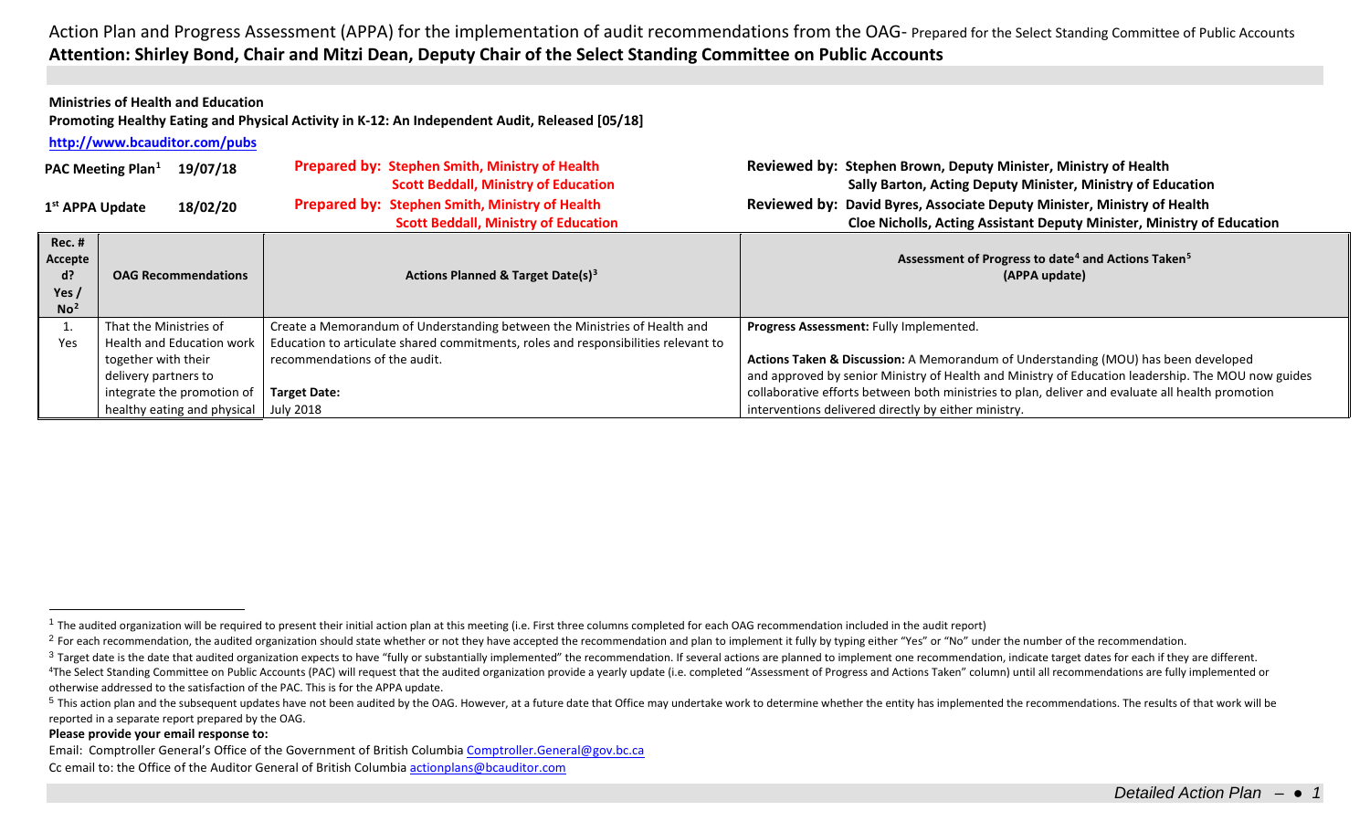Action Plan and Progress Assessment (APPA) for the implementation of audit recommendations from the OAG- Prepared for the Select Standing Committee of Public Accounts

**Attention: Shirley Bond, Chair and Mitzi Dean, Deputy Chair of the Select Standing Committee on Public Accounts**

**Ministries of Health and Education**

**Promoting Healthy Eating and Physical Activity in K-12: An Independent Audit, Released [05/18]**

**http://www.bcauditor.com/pubs**

| | | | |
|---|---|---|---|
| **PAC Meeting Plan[1]** **19/07/18** | **Prepared by: Stephen Smith, Ministry of Health** **Scott Beddall, Ministry of Education** | **Reviewed by: Stephen Brown, Deputy Minister, Ministry of Health** **Sally Barton, Acting Deputy Minister, Ministry of Education** | |
| **1st APPA Update** **18/02/20** | **Prepared by: Stephen Smith, Ministry of Health** **Scott Beddall, Ministry of Education** | **Reviewed by: David Byres, Associate Deputy Minister, Ministry of Health** **Cloe Nicholls, Acting Assistant Deputy Minister, Ministry of Education** | |

| Rec. # Accepted? Yes / No[2] | OAG Recommendations | Actions Planned & Target Date(s)[3] | Assessment of Progress to date[4] and Actions Taken[5] (APPA update) |
|---|---|---|---|
| 1. Yes | That the Ministries of Health and Education work together with their delivery partners to integrate the promotion of healthy eating and physical | Create a Memorandum of Understanding between the Ministries of Health and Education to articulate shared commitments, roles and responsibilities relevant to recommendations of the audit.<br><br>**Target Date:**<br>July 2018 | **Progress Assessment:** Fully Implemented.<br><br>**Actions Taken & Discussion:** A Memorandum of Understanding (MOU) has been developed and approved by senior Ministry of Health and Ministry of Education leadership. The MOU now guides collaborative efforts between both ministries to plan, deliver and evaluate all health promotion interventions delivered directly by either ministry. |

[1] The audited organization will be required to present their initial action plan at this meeting (i.e. First three columns completed for each OAG recommendation included in the audit report)

[2] For each recommendation, the audited organization should state whether or not they have accepted the recommendation and plan to implement it fully by typing either "Yes" or "No" under the number of the recommendation.

[3] Target date is the date that audited organization expects to have "fully or substantially implemented" the recommendation. If several actions are planned to implement one recommendation, indicate target dates for each if they are different.

[4] The Select Standing Committee on Public Accounts (PAC) will request that the audited organization provide a yearly update (i.e. completed "Assessment of Progress and Actions Taken" column) until all recommendations are fully implemented or otherwise addressed to the satisfaction of the PAC. This is for the APPA update.

[5] This action plan and the subsequent updates have not been audited by the OAG. However, at a future date that Office may undertake work to determine whether the entity has implemented the recommendations. The results of that work will be reported in a separate report prepared by the OAG.

**Please provide your email response to:**

Email: Comptroller General's Office of the Government of British Columbia Comptroller.General@gov.bc.ca

Cc email to: the Office of the Auditor General of British Columbia actionplans@bcauditor.com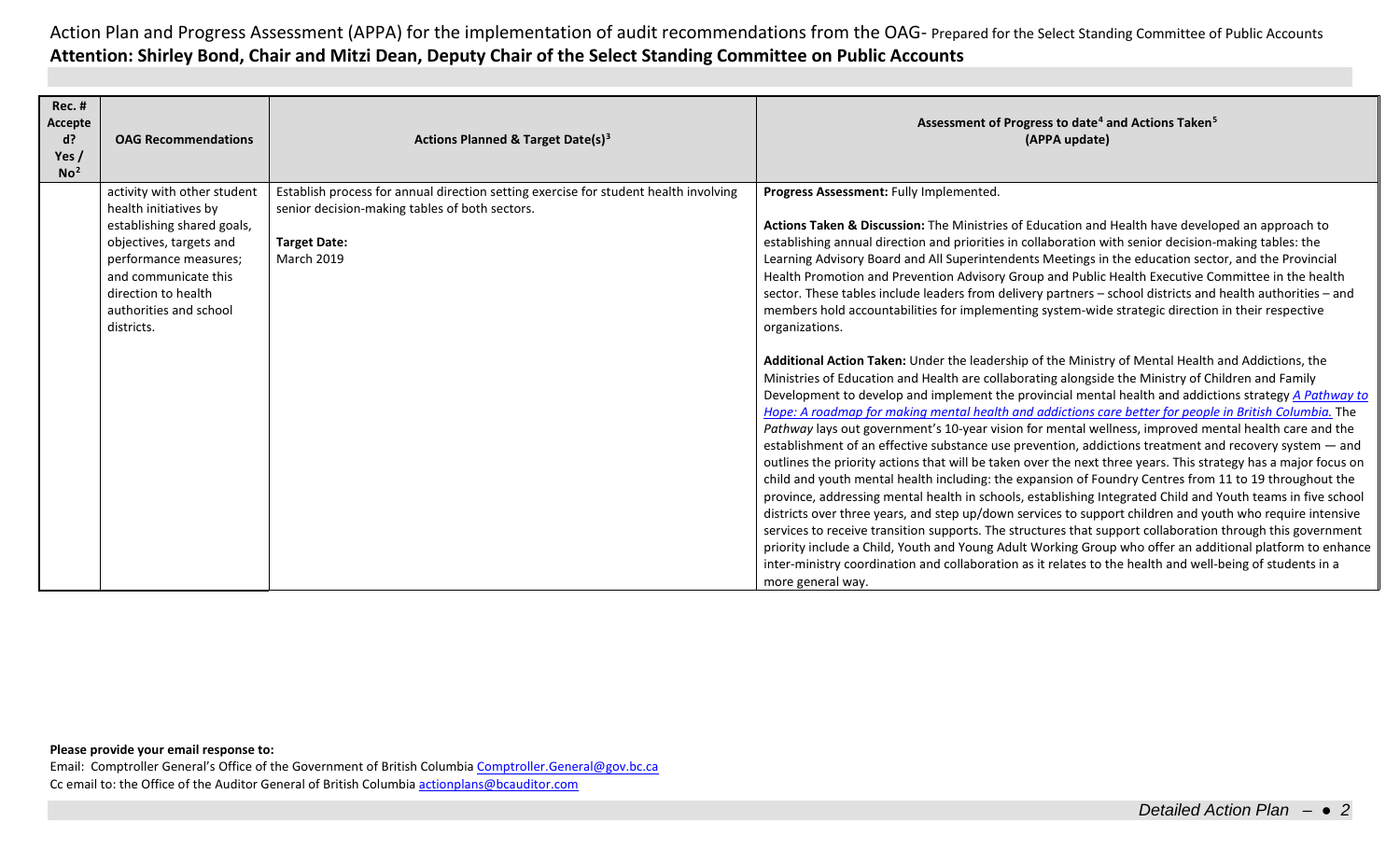Action Plan and Progress Assessment (APPA) for the implementation of audit recommendations from the OAG- Prepared for the Select Standing Committee of Public Accounts

**Attention: Shirley Bond, Chair and Mitzi Dean, Deputy Chair of the Select Standing Committee on Public Accounts**

| Rec. # Accepted? Yes / No[2] | OAG Recommendations | Actions Planned & Target Date(s)[3] | Assessment of Progress to date[4] and Actions Taken[5] (APPA update) |
|---|---|---|---|
| | activity with other student health initiatives by establishing shared goals, objectives, targets and performance measures; and communicate this direction to health authorities and school districts. | Establish process for annual direction setting exercise for student health involving senior decision-making tables of both sectors.<br><br>**Target Date:**<br>March 2019 | **Progress Assessment:** Fully Implemented.<br><br>**Actions Taken & Discussion:** The Ministries of Education and Health have developed an approach to establishing annual direction and priorities in collaboration with senior decision-making tables: the Learning Advisory Board and All Superintendents Meetings in the education sector, and the Provincial Health Promotion and Prevention Advisory Group and Public Health Executive Committee in the health sector. These tables include leaders from delivery partners – school districts and health authorities – and members hold accountabilities for implementing system-wide strategic direction in their respective organizations.<br><br>**Additional Action Taken:** Under the leadership of the Ministry of Mental Health and Addictions, the Ministries of Education and Health are collaborating alongside the Ministry of Children and Family Development to develop and implement the provincial mental health and addictions strategy *A Pathway to Hope: A roadmap for making mental health and addictions care better for people in British Columbia.* The *Pathway* lays out government's 10-year vision for mental wellness, improved mental health care and the establishment of an effective substance use prevention, addictions treatment and recovery system — and outlines the priority actions that will be taken over the next three years. This strategy has a major focus on child and youth mental health including: the expansion of Foundry Centres from 11 to 19 throughout the province, addressing mental health in schools, establishing Integrated Child and Youth teams in five school districts over three years, and step up/down services to support children and youth who require intensive services to receive transition supports. The structures that support collaboration through this government priority include a Child, Youth and Young Adult Working Group who offer an additional platform to enhance inter-ministry coordination and collaboration as it relates to the health and well-being of students in a more general way. |

**Please provide your email response to:**

Email: Comptroller General's Office of the Government of British Columbia Comptroller.General@gov.bc.ca

Cc email to: the Office of the Auditor General of British Columbia actionplans@bcauditor.com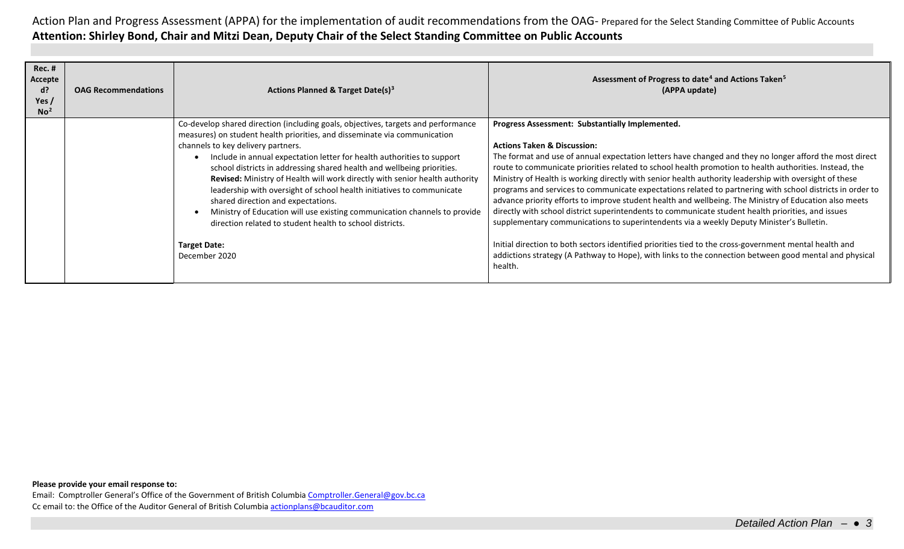Action Plan and Progress Assessment (APPA) for the implementation of audit recommendations from the OAG- Prepared for the Select Standing Committee of Public Accounts

**Attention: Shirley Bond, Chair and Mitzi Dean, Deputy Chair of the Select Standing Committee on Public Accounts**

| Rec. # Accepted? Yes / No[2] | OAG Recommendations | Actions Planned & Target Date(s)[3] | Assessment of Progress to date[4] and Actions Taken[5] (APPA update) |
|---|---|---|---|
| | | Co-develop shared direction (including goals, objectives, targets and performance measures) on student health priorities, and disseminate via communication channels to key delivery partners.<br>• Include in annual expectation letter for health authorities to support school districts in addressing shared health and wellbeing priorities. **Revised:** Ministry of Health will work directly with senior health authority leadership with oversight of school health initiatives to communicate shared direction and expectations.<br>• Ministry of Education will use existing communication channels to provide direction related to student health to school districts.<br><br>**Target Date:**<br>December 2020 | **Progress Assessment: Substantially Implemented.**<br><br>**Actions Taken & Discussion:**<br>The format and use of annual expectation letters have changed and they no longer afford the most direct route to communicate priorities related to school health promotion to health authorities. Instead, the Ministry of Health is working directly with senior health authority leadership with oversight of these programs and services to communicate expectations related to partnering with school districts in order to advance priority efforts to improve student health and wellbeing. The Ministry of Education also meets directly with school district superintendents to communicate student health priorities, and issues supplementary communications to superintendents via a weekly Deputy Minister's Bulletin.<br><br>Initial direction to both sectors identified priorities tied to the cross-government mental health and addictions strategy (A Pathway to Hope), with links to the connection between good mental and physical health. |

**Please provide your email response to:**

Email: Comptroller General's Office of the Government of British Columbia Comptroller.General@gov.bc.ca

Cc email to: the Office of the Auditor General of British Columbia actionplans@bcauditor.com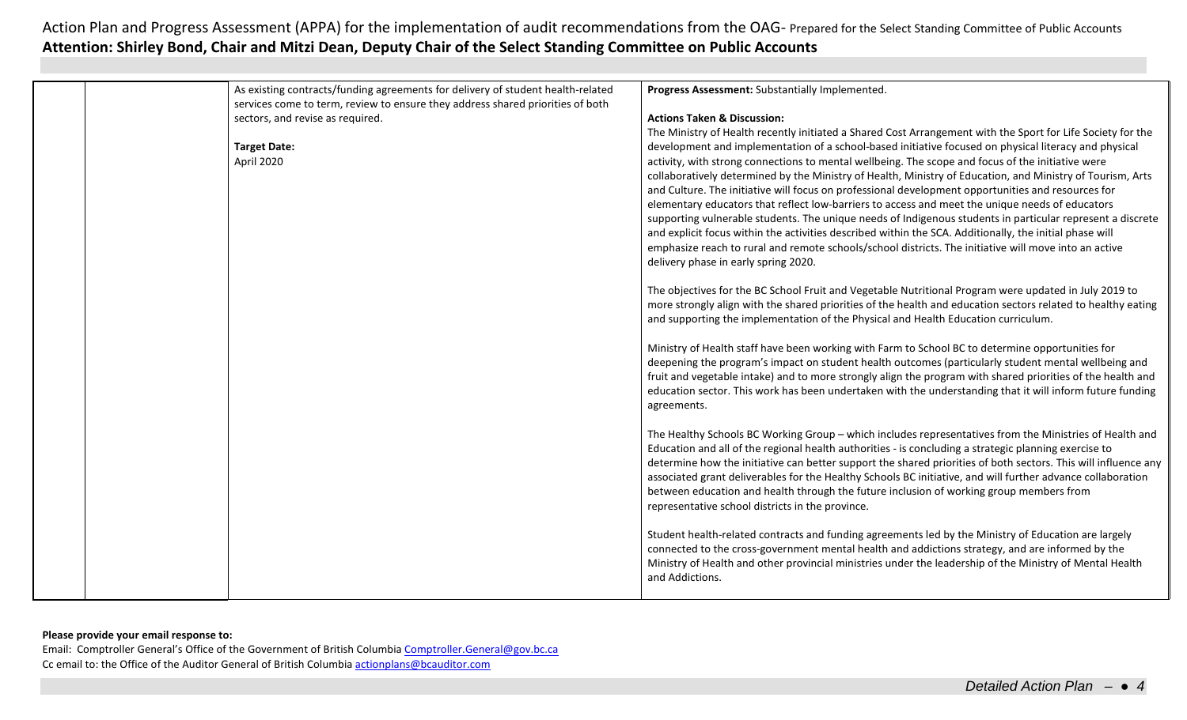| | | | |
|---|---|---|---|
| | | As existing contracts/funding agreements for delivery of student health-related services come to term, review to ensure they address shared priorities of both sectors, and revise as required.<br><br>**Target Date:**<br>April 2020 | **Progress Assessment:** Substantially Implemented.<br><br>**Actions Taken & Discussion:**<br>The Ministry of Health recently initiated a Shared Cost Arrangement with the Sport for Life Society for the development and implementation of a school-based initiative focused on physical literacy and physical activity, with strong connections to mental wellbeing. The scope and focus of the initiative were collaboratively determined by the Ministry of Health, Ministry of Education, and Ministry of Tourism, Arts and Culture. The initiative will focus on professional development opportunities and resources for elementary educators that reflect low-barriers to access and meet the unique needs of educators supporting vulnerable students. The unique needs of Indigenous students in particular represent a discrete and explicit focus within the activities described within the SCA. Additionally, the initial phase will emphasize reach to rural and remote schools/school districts. The initiative will move into an active delivery phase in early spring 2020.<br><br>The objectives for the BC School Fruit and Vegetable Nutritional Program were updated in July 2019 to more strongly align with the shared priorities of the health and education sectors related to healthy eating and supporting the implementation of the Physical and Health Education curriculum.<br><br>Ministry of Health staff have been working with Farm to School BC to determine opportunities for deepening the program's impact on student health outcomes (particularly student mental wellbeing and fruit and vegetable intake) and to more strongly align the program with shared priorities of the health and education sector. This work has been undertaken with the understanding that it will inform future funding agreements.<br><br>The Healthy Schools BC Working Group – which includes representatives from the Ministries of Health and Education and all of the regional health authorities - is concluding a strategic planning exercise to determine how the initiative can better support the shared priorities of both sectors. This will influence any associated grant deliverables for the Healthy Schools BC initiative, and will further advance collaboration between education and health through the future inclusion of working group members from representative school districts in the province.<br><br>Student health-related contracts and funding agreements led by the Ministry of Education are largely connected to the cross-government mental health and addictions strategy, and are informed by the Ministry of Health and other provincial ministries under the leadership of the Ministry of Mental Health and Addictions. |

**Please provide your email response to:**
Email: Comptroller General's Office of the Government of British Columbia Comptroller.General@gov.bc.ca
Cc email to: the Office of the Auditor General of British Columbia actionplans@bcauditor.com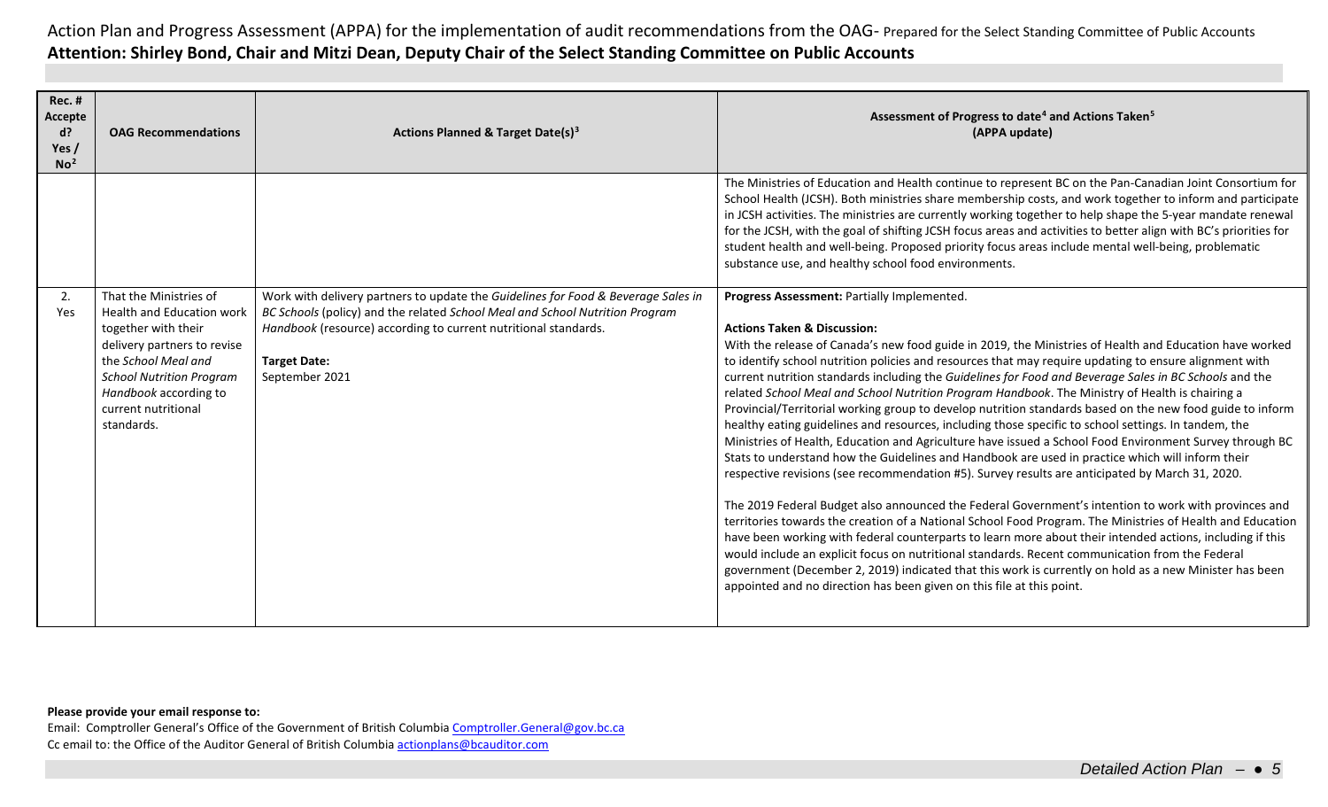Action Plan and Progress Assessment (APPA) for the implementation of audit recommendations from the OAG- Prepared for the Select Standing Committee of Public Accounts

**Attention: Shirley Bond, Chair and Mitzi Dean, Deputy Chair of the Select Standing Committee on Public Accounts**

| Rec. # Accepted? Yes / No[2] | OAG Recommendations | Actions Planned & Target Date(s)[3] | Assessment of Progress to date[4] and Actions Taken[5] (APPA update) |
|---|---|---|---|
| | | | The Ministries of Education and Health continue to represent BC on the Pan-Canadian Joint Consortium for School Health (JCSH). Both ministries share membership costs, and work together to inform and participate in JCSH activities. The ministries are currently working together to help shape the 5-year mandate renewal for the JCSH, with the goal of shifting JCSH focus areas and activities to better align with BC's priorities for student health and well-being. Proposed priority focus areas include mental well-being, problematic substance use, and healthy school food environments. |
| 2. Yes | That the Ministries of Health and Education work together with their delivery partners to revise the *School Meal and School Nutrition Program Handbook* according to current nutritional standards. | Work with delivery partners to update the *Guidelines for Food & Beverage Sales in BC Schools* (policy) and the related *School Meal and School Nutrition Program Handbook* (resource) according to current nutritional standards.<br><br>**Target Date:**<br>September 2021 | **Progress Assessment:** Partially Implemented.<br><br>**Actions Taken & Discussion:**<br>With the release of Canada's new food guide in 2019, the Ministries of Health and Education have worked to identify school nutrition policies and resources that may require updating to ensure alignment with current nutrition standards including the *Guidelines for Food and Beverage Sales in BC Schools* and the related *School Meal and School Nutrition Program Handbook*. The Ministry of Health is chairing a Provincial/Territorial working group to develop nutrition standards based on the new food guide to inform healthy eating guidelines and resources, including those specific to school settings. In tandem, the Ministries of Health, Education and Agriculture have issued a School Food Environment Survey through BC Stats to understand how the Guidelines and Handbook are used in practice which will inform their respective revisions (see recommendation #5). Survey results are anticipated by March 31, 2020.<br><br>The 2019 Federal Budget also announced the Federal Government's intention to work with provinces and territories towards the creation of a National School Food Program. The Ministries of Health and Education have been working with federal counterparts to learn more about their intended actions, including if this would include an explicit focus on nutritional standards. Recent communication from the Federal government (December 2, 2019) indicated that this work is currently on hold as a new Minister has been appointed and no direction has been given on this file at this point. |

**Please provide your email response to:**
Email: Comptroller General's Office of the Government of British Columbia Comptroller.General@gov.bc.ca
Cc email to: the Office of the Auditor General of British Columbia actionplans@bcauditor.com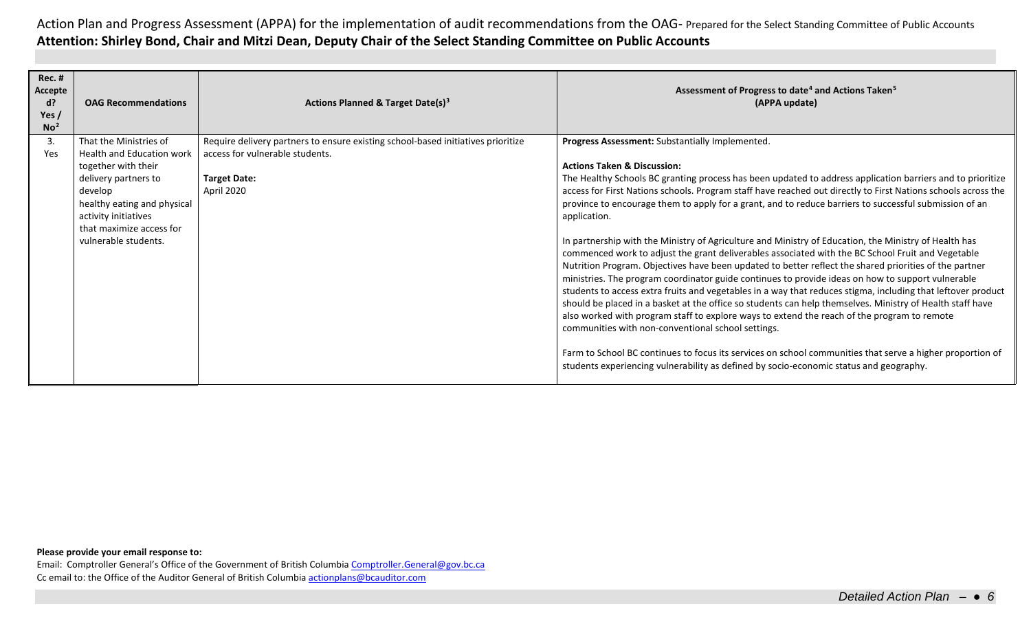Action Plan and Progress Assessment (APPA) for the implementation of audit recommendations from the OAG- Prepared for the Select Standing Committee of Public Accounts

**Attention: Shirley Bond, Chair and Mitzi Dean, Deputy Chair of the Select Standing Committee on Public Accounts**

| Rec. # Accepted? Yes / No[2] | OAG Recommendations | Actions Planned & Target Date(s)[3] | Assessment of Progress to date[4] and Actions Taken[5] (APPA update) |
|---|---|---|---|
| 3. Yes | That the Ministries of Health and Education work together with their delivery partners to develop healthy eating and physical activity initiatives that maximize access for vulnerable students. | Require delivery partners to ensure existing school-based initiatives prioritize access for vulnerable students.<br><br>**Target Date:**<br>April 2020 | **Progress Assessment:** Substantially Implemented.<br><br>**Actions Taken & Discussion:**<br>The Healthy Schools BC granting process has been updated to address application barriers and to prioritize access for First Nations schools. Program staff have reached out directly to First Nations schools across the province to encourage them to apply for a grant, and to reduce barriers to successful submission of an application.<br><br>In partnership with the Ministry of Agriculture and Ministry of Education, the Ministry of Health has commenced work to adjust the grant deliverables associated with the BC School Fruit and Vegetable Nutrition Program. Objectives have been updated to better reflect the shared priorities of the partner ministries. The program coordinator guide continues to provide ideas on how to support vulnerable students to access extra fruits and vegetables in a way that reduces stigma, including that leftover product should be placed in a basket at the office so students can help themselves. Ministry of Health staff have also worked with program staff to explore ways to extend the reach of the program to remote communities with non-conventional school settings.<br><br>Farm to School BC continues to focus its services on school communities that serve a higher proportion of students experiencing vulnerability as defined by socio-economic status and geography. |

**Please provide your email response to:**

Email: Comptroller General's Office of the Government of British Columbia [Comptroller.General@gov.bc.ca](mailto:Comptroller.General@gov.bc.ca)
Cc email to: the Office of the Auditor General of British Columbia [actionplans@bcauditor.com](mailto:actionplans@bcauditor.com)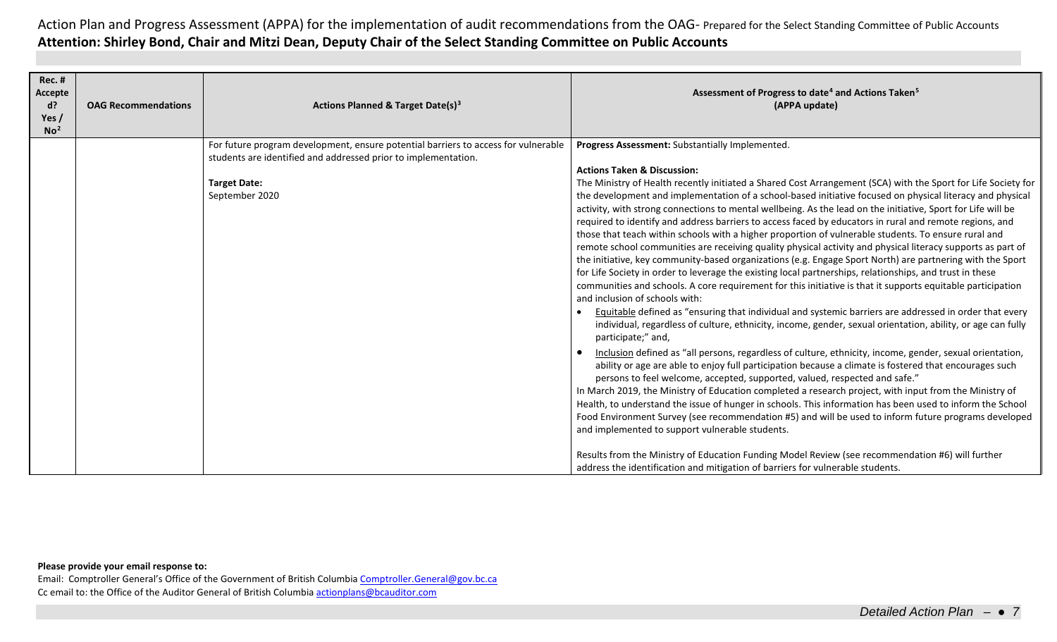Action Plan and Progress Assessment (APPA) for the implementation of audit recommendations from the OAG- Prepared for the Select Standing Committee of Public Accounts

**Attention: Shirley Bond, Chair and Mitzi Dean, Deputy Chair of the Select Standing Committee on Public Accounts**

| **Rec. # Accepted? Yes / No[2]** | **OAG Recommendations** | **Actions Planned & Target Date(s)[3]** | **Assessment of Progress to date[4] and Actions Taken[5] (APPA update)** |
|---|---|---|---|
| | | For future program development, ensure potential barriers to access for vulnerable students are identified and addressed prior to implementation.<br><br>**Target Date:**<br>September 2020 | **Progress Assessment:** Substantially Implemented.<br><br>**Actions Taken & Discussion:**<br>The Ministry of Health recently initiated a Shared Cost Arrangement (SCA) with the Sport for Life Society for the development and implementation of a school-based initiative focused on physical literacy and physical activity, with strong connections to mental wellbeing. As the lead on the initiative, Sport for Life will be required to identify and address barriers to access faced by educators in rural and remote regions, and those that teach within schools with a higher proportion of vulnerable students. To ensure rural and remote school communities are receiving quality physical activity and physical literacy supports as part of the initiative, key community-based organizations (e.g. Engage Sport North) are partnering with the Sport for Life Society in order to leverage the existing local partnerships, relationships, and trust in these communities and schools. A core requirement for this initiative is that it supports equitable participation and inclusion of schools with:<br>• Equitable defined as "ensuring that individual and systemic barriers are addressed in order that every individual, regardless of culture, ethnicity, income, gender, sexual orientation, ability, or age can fully participate;" and,<br>• Inclusion defined as "all persons, regardless of culture, ethnicity, income, gender, sexual orientation, ability or age are able to enjoy full participation because a climate is fostered that encourages such persons to feel welcome, accepted, supported, valued, respected and safe."<br>In March 2019, the Ministry of Education completed a research project, with input from the Ministry of Health, to understand the issue of hunger in schools. This information has been used to inform the School Food Environment Survey (see recommendation #5) and will be used to inform future programs developed and implemented to support vulnerable students.<br><br>Results from the Ministry of Education Funding Model Review (see recommendation #6) will further address the identification and mitigation of barriers for vulnerable students. |

**Please provide your email response to:**
Email: Comptroller General's Office of the Government of British Columbia Comptroller.General@gov.bc.ca
Cc email to: the Office of the Auditor General of British Columbia actionplans@bcauditor.com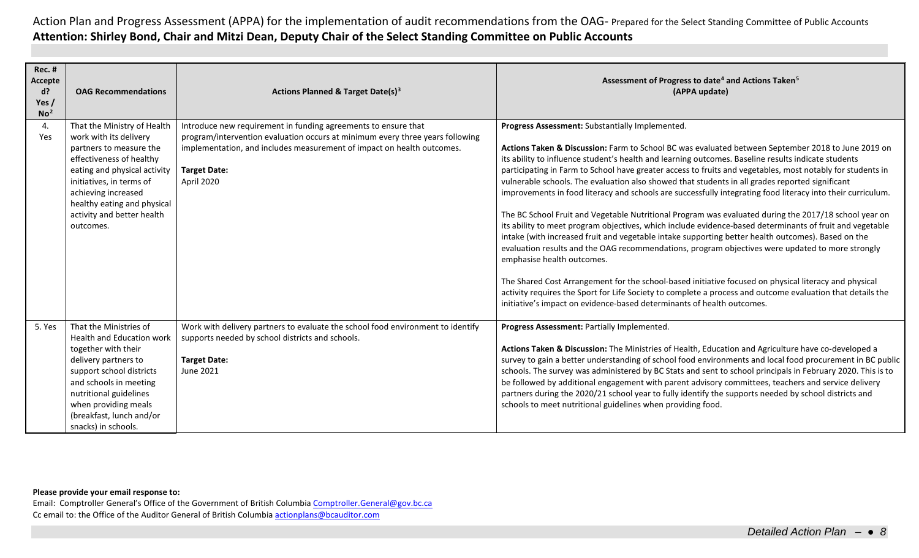Action Plan and Progress Assessment (APPA) for the implementation of audit recommendations from the OAG- Prepared for the Select Standing Committee of Public Accounts

**Attention: Shirley Bond, Chair and Mitzi Dean, Deputy Chair of the Select Standing Committee on Public Accounts**

| Rec. # Accepted? Yes / No[2] | OAG Recommendations | Actions Planned & Target Date(s)[3] | Assessment of Progress to date[4] and Actions Taken[5] (APPA update) |
|---|---|---|---|
| 4. Yes | That the Ministry of Health work with its delivery partners to measure the effectiveness of healthy eating and physical activity initiatives, in terms of achieving increased healthy eating and physical activity and better health outcomes. | Introduce new requirement in funding agreements to ensure that program/intervention evaluation occurs at minimum every three years following implementation, and includes measurement of impact on health outcomes.<br><br>**Target Date:**<br>April 2020 | **Progress Assessment:** Substantially Implemented.<br><br>**Actions Taken & Discussion:** Farm to School BC was evaluated between September 2018 to June 2019 on its ability to influence student's health and learning outcomes. Baseline results indicate students participating in Farm to School have greater access to fruits and vegetables, most notably for students in vulnerable schools. The evaluation also showed that students in all grades reported significant improvements in food literacy and schools are successfully integrating food literacy into their curriculum.<br><br>The BC School Fruit and Vegetable Nutritional Program was evaluated during the 2017/18 school year on its ability to meet program objectives, which include evidence-based determinants of fruit and vegetable intake (with increased fruit and vegetable intake supporting better health outcomes). Based on the evaluation results and the OAG recommendations, program objectives were updated to more strongly emphasise health outcomes.<br><br>The Shared Cost Arrangement for the school-based initiative focused on physical literacy and physical activity requires the Sport for Life Society to complete a process and outcome evaluation that details the initiative's impact on evidence-based determinants of health outcomes. |
| 5. Yes | That the Ministries of Health and Education work together with their delivery partners to support school districts and schools in meeting nutritional guidelines when providing meals (breakfast, lunch and/or snacks) in schools. | Work with delivery partners to evaluate the school food environment to identify supports needed by school districts and schools.<br><br>**Target Date:**<br>June 2021 | **Progress Assessment:** Partially Implemented.<br><br>**Actions Taken & Discussion:** The Ministries of Health, Education and Agriculture have co-developed a survey to gain a better understanding of school food environments and local food procurement in BC public schools. The survey was administered by BC Stats and sent to school principals in February 2020. This is to be followed by additional engagement with parent advisory committees, teachers and service delivery partners during the 2020/21 school year to fully identify the supports needed by school districts and schools to meet nutritional guidelines when providing food. |

**Please provide your email response to:**

Email: Comptroller General's Office of the Government of British Columbia Comptroller.General@gov.bc.ca

Cc email to: the Office of the Auditor General of British Columbia actionplans@bcauditor.com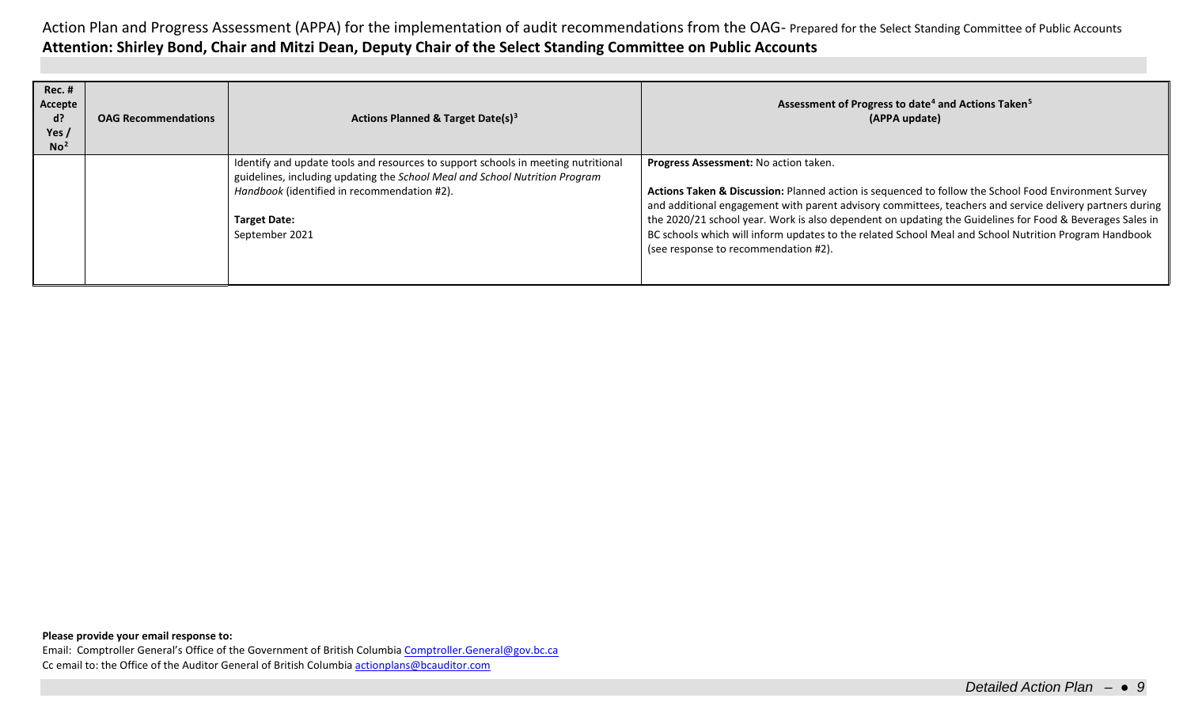Action Plan and Progress Assessment (APPA) for the implementation of audit recommendations from the OAG- Prepared for the Select Standing Committee of Public Accounts

**Attention: Shirley Bond, Chair and Mitzi Dean, Deputy Chair of the Select Standing Committee on Public Accounts**

| Rec. # Accepted? Yes / No[2] | OAG Recommendations | Actions Planned & Target Date(s)[3] | Assessment of Progress to date[4] and Actions Taken[5] (APPA update) |
|---|---|---|---|
| | | Identify and update tools and resources to support schools in meeting nutritional guidelines, including updating the *School Meal and School Nutrition Program Handbook* (identified in recommendation #2).<br><br>**Target Date:**<br>September 2021 | **Progress Assessment:** No action taken.<br><br>**Actions Taken & Discussion:** Planned action is sequenced to follow the School Food Environment Survey and additional engagement with parent advisory committees, teachers and service delivery partners during the 2020/21 school year. Work is also dependent on updating the Guidelines for Food & Beverages Sales in BC schools which will inform updates to the related School Meal and School Nutrition Program Handbook (see response to recommendation #2). |

**Please provide your email response to:**

Email: Comptroller General's Office of the Government of British Columbia Comptroller.General@gov.bc.ca

Cc email to: the Office of the Auditor General of British Columbia actionplans@bcauditor.com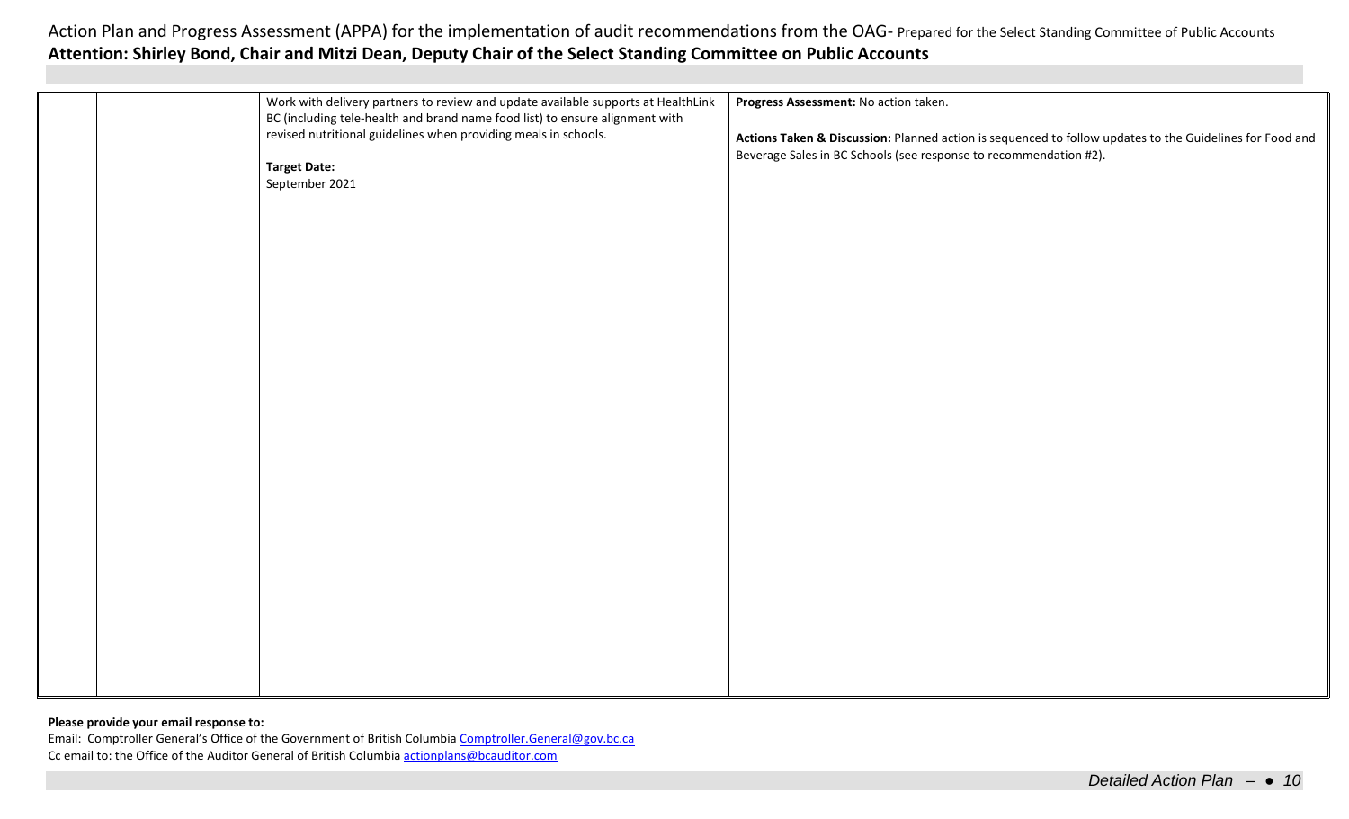Action Plan and Progress Assessment (APPA) for the implementation of audit recommendations from the OAG- Prepared for the Select Standing Committee of Public Accounts

**Attention: Shirley Bond, Chair and Mitzi Dean, Deputy Chair of the Select Standing Committee on Public Accounts**

| | | | |
|---|---|---|---|
| | | Work with delivery partners to review and update available supports at HealthLink BC (including tele-health and brand name food list) to ensure alignment with revised nutritional guidelines when providing meals in schools.<br><br>**Target Date:**<br>September 2021 | **Progress Assessment:** No action taken.<br><br>**Actions Taken & Discussion:** Planned action is sequenced to follow updates to the Guidelines for Food and Beverage Sales in BC Schools (see response to recommendation #2). |

**Please provide your email response to:**

Email: Comptroller General's Office of the Government of British Columbia Comptroller.General@gov.bc.ca

Cc email to: the Office of the Auditor General of British Columbia actionplans@bcauditor.com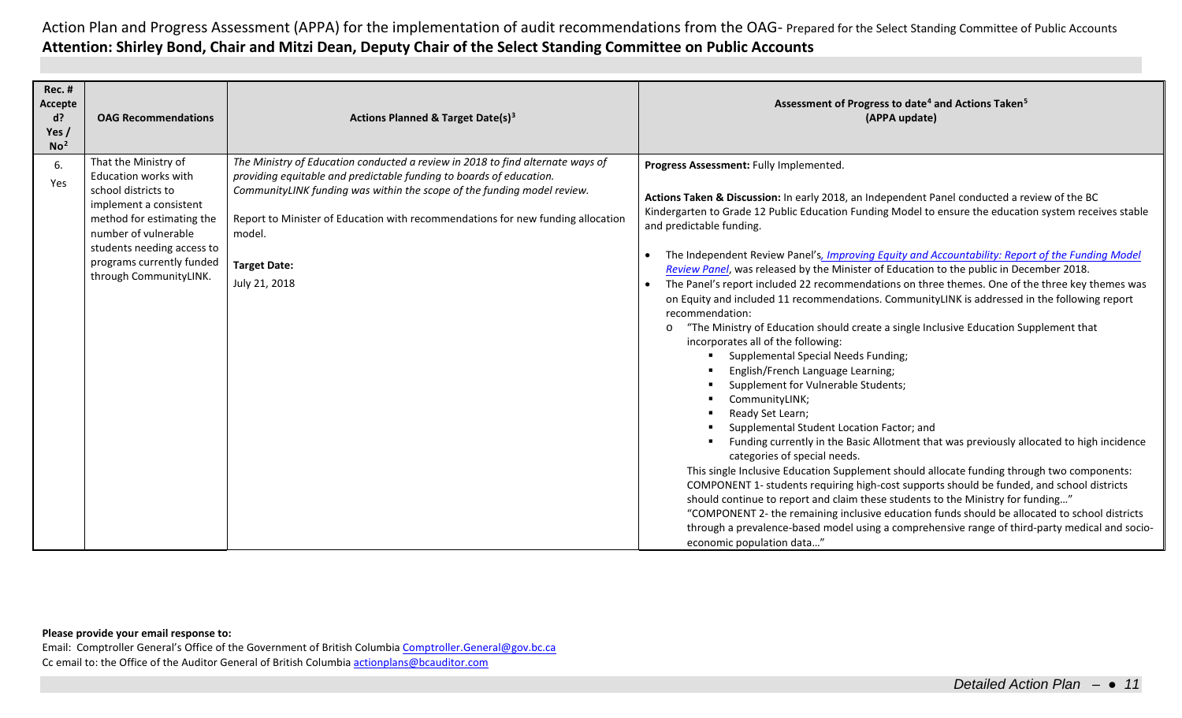Action Plan and Progress Assessment (APPA) for the implementation of audit recommendations from the OAG- Prepared for the Select Standing Committee of Public Accounts
**Attention: Shirley Bond, Chair and Mitzi Dean, Deputy Chair of the Select Standing Committee on Public Accounts**

| Rec. # Accepted? Yes / No[2] | OAG Recommendations | Actions Planned & Target Date(s)[3] | Assessment of Progress to date[4] and Actions Taken[5] (APPA update) |
|---|---|---|---|
| 6. Yes | That the Ministry of Education works with school districts to implement a consistent method for estimating the number of vulnerable students needing access to programs currently funded through CommunityLINK. | *The Ministry of Education conducted a review in 2018 to find alternate ways of providing equitable and predictable funding to boards of education. CommunityLINK funding was within the scope of the funding model review.*<br><br>Report to Minister of Education with recommendations for new funding allocation model.<br><br>**Target Date:**<br>July 21, 2018 | **Progress Assessment:** Fully Implemented.<br><br>**Actions Taken & Discussion:** In early 2018, an Independent Panel conducted a review of the BC Kindergarten to Grade 12 Public Education Funding Model to ensure the education system receives stable and predictable funding.<br><br>• The Independent Review Panel's*, Improving Equity and Accountability: Report of the Funding Model Review Panel*, was released by the Minister of Education to the public in December 2018.<br>• The Panel's report included 22 recommendations on three themes. One of the three key themes was on Equity and included 11 recommendations. CommunityLINK is addressed in the following report recommendation:<br>&nbsp;&nbsp;o "The Ministry of Education should create a single Inclusive Education Supplement that incorporates all of the following:<br>&nbsp;&nbsp;&nbsp;&nbsp;▪ Supplemental Special Needs Funding;<br>&nbsp;&nbsp;&nbsp;&nbsp;▪ English/French Language Learning;<br>&nbsp;&nbsp;&nbsp;&nbsp;▪ Supplement for Vulnerable Students;<br>&nbsp;&nbsp;&nbsp;&nbsp;▪ CommunityLINK;<br>&nbsp;&nbsp;&nbsp;&nbsp;▪ Ready Set Learn;<br>&nbsp;&nbsp;&nbsp;&nbsp;▪ Supplemental Student Location Factor; and<br>&nbsp;&nbsp;&nbsp;&nbsp;▪ Funding currently in the Basic Allotment that was previously allocated to high incidence categories of special needs.<br>&nbsp;&nbsp;This single Inclusive Education Supplement should allocate funding through two components: COMPONENT 1- students requiring high-cost supports should be funded, and school districts should continue to report and claim these students to the Ministry for funding…"<br>&nbsp;&nbsp;"COMPONENT 2- the remaining inclusive education funds should be allocated to school districts through a prevalence-based model using a comprehensive range of third-party medical and socio-economic population data…" |

**Please provide your email response to:**
Email: Comptroller General's Office of the Government of British Columbia Comptroller.General@gov.bc.ca
Cc email to: the Office of the Auditor General of British Columbia actionplans@bcauditor.com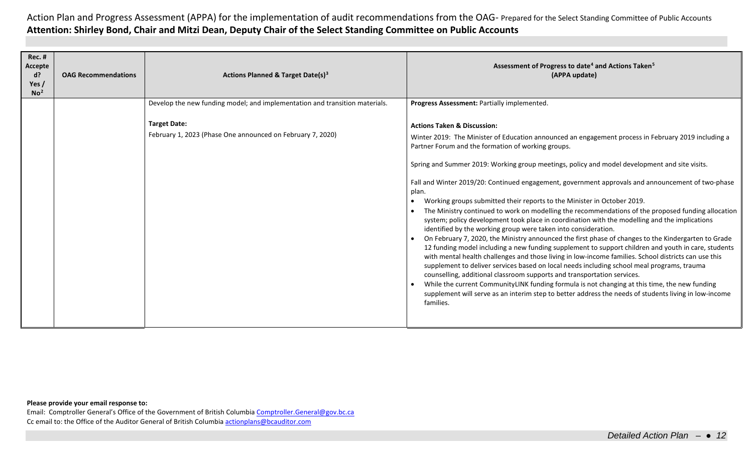Action Plan and Progress Assessment (APPA) for the implementation of audit recommendations from the OAG- Prepared for the Select Standing Committee of Public Accounts

**Attention: Shirley Bond, Chair and Mitzi Dean, Deputy Chair of the Select Standing Committee on Public Accounts**

| Rec. # Accepted? Yes / No[2] | OAG Recommendations | Actions Planned & Target Date(s)[3] | Assessment of Progress to date[4] and Actions Taken[5] (APPA update) |
|---|---|---|---|
| | | Develop the new funding model; and implementation and transition materials.<br><br>**Target Date:**<br>February 1, 2023 (Phase One announced on February 7, 2020) | **Progress Assessment:** Partially implemented.<br><br>**Actions Taken & Discussion:**<br>Winter 2019: The Minister of Education announced an engagement process in February 2019 including a Partner Forum and the formation of working groups.<br><br>Spring and Summer 2019: Working group meetings, policy and model development and site visits.<br><br>Fall and Winter 2019/20: Continued engagement, government approvals and announcement of two-phase plan.<br>• Working groups submitted their reports to the Minister in October 2019.<br>• The Ministry continued to work on modelling the recommendations of the proposed funding allocation system; policy development took place in coordination with the modelling and the implications identified by the working group were taken into consideration.<br>• On February 7, 2020, the Ministry announced the first phase of changes to the Kindergarten to Grade 12 funding model including a new funding supplement to support children and youth in care, students with mental health challenges and those living in low-income families. School districts can use this supplement to deliver services based on local needs including school meal programs, trauma counselling, additional classroom supports and transportation services.<br>• While the current CommunityLINK funding formula is not changing at this time, the new funding supplement will serve as an interim step to better address the needs of students living in low-income families. |

**Please provide your email response to:**

Email: Comptroller General's Office of the Government of British Columbia Comptroller.General@gov.bc.ca

Cc email to: the Office of the Auditor General of British Columbia actionplans@bcauditor.com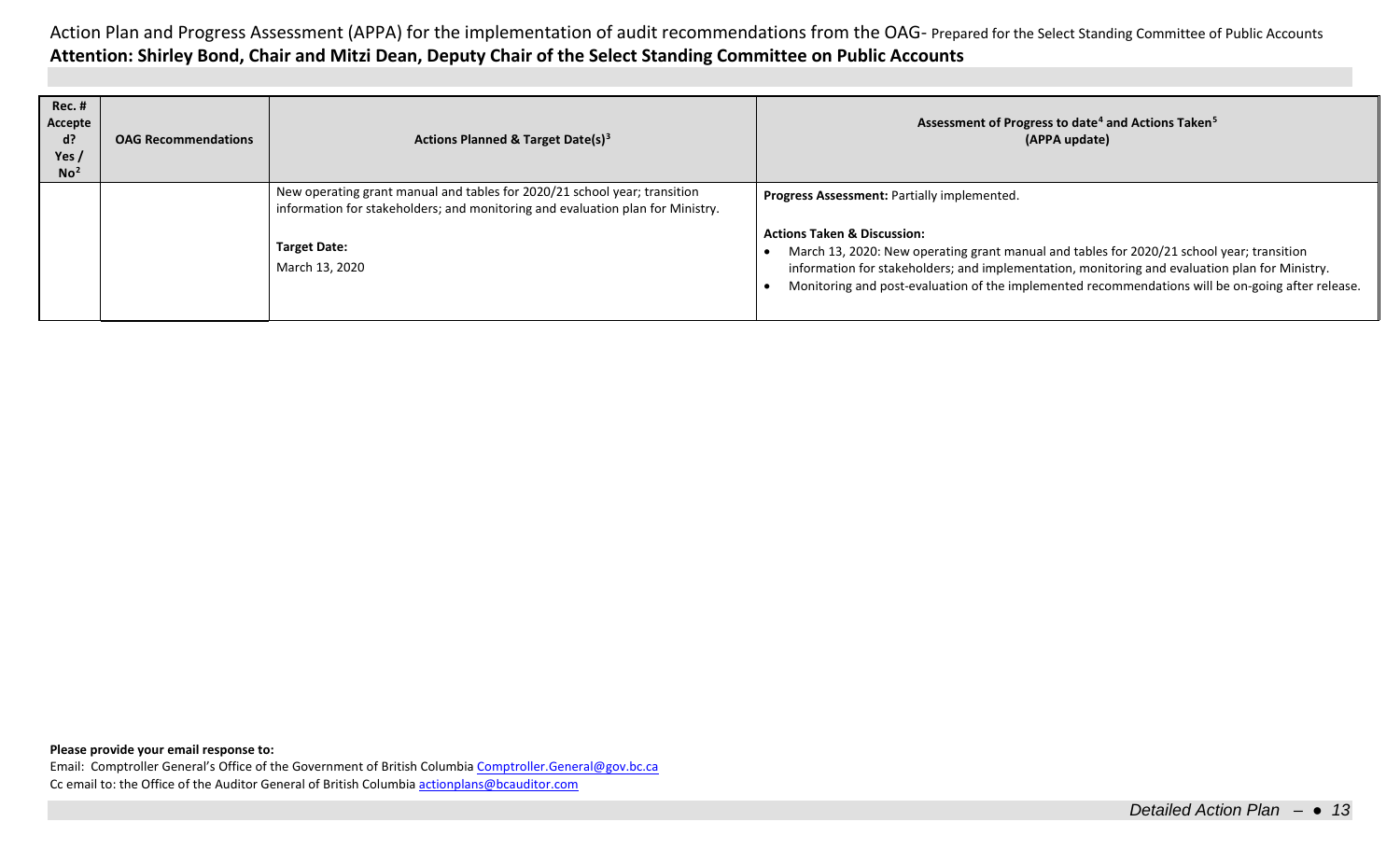Action Plan and Progress Assessment (APPA) for the implementation of audit recommendations from the OAG- Prepared for the Select Standing Committee of Public Accounts

**Attention: Shirley Bond, Chair and Mitzi Dean, Deputy Chair of the Select Standing Committee on Public Accounts**

| Rec. # Accepted? Yes / No[2] | OAG Recommendations | Actions Planned & Target Date(s)[3] | Assessment of Progress to date[4] and Actions Taken[5] (APPA update) |
|---|---|---|---|
| | | New operating grant manual and tables for 2020/21 school year; transition information for stakeholders; and monitoring and evaluation plan for Ministry.<br><br>**Target Date:**<br>March 13, 2020 | **Progress Assessment:** Partially implemented.<br><br>**Actions Taken & Discussion:**<br>• March 13, 2020: New operating grant manual and tables for 2020/21 school year; transition information for stakeholders; and implementation, monitoring and evaluation plan for Ministry.<br>• Monitoring and post-evaluation of the implemented recommendations will be on-going after release. |

**Please provide your email response to:**

Email: Comptroller General's Office of the Government of British Columbia Comptroller.General@gov.bc.ca

Cc email to: the Office of the Auditor General of British Columbia actionplans@bcauditor.com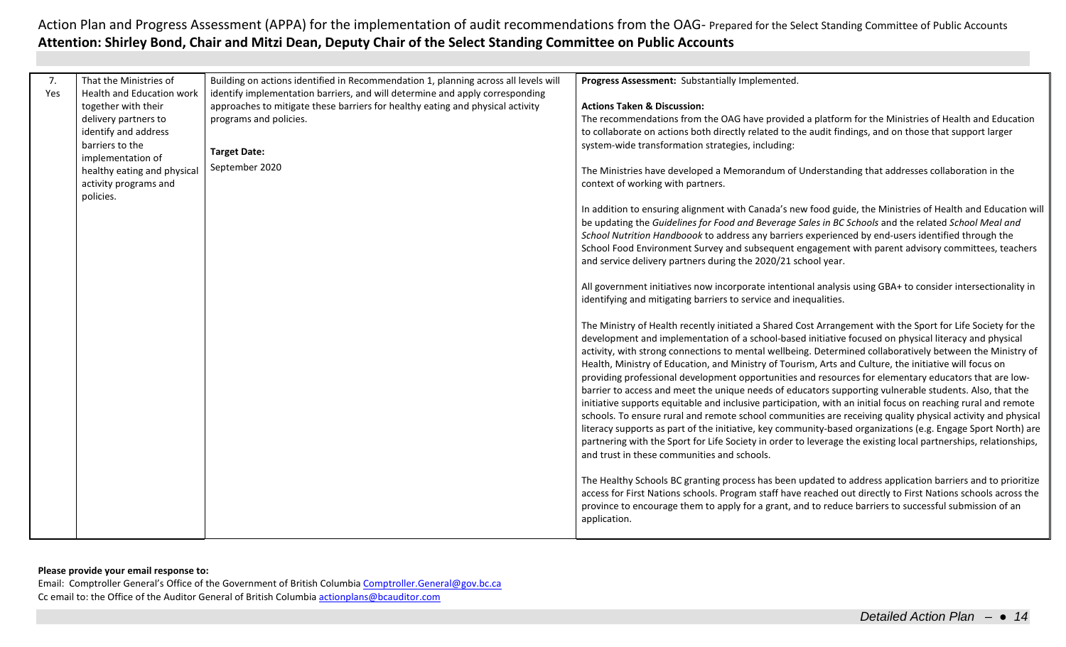| 7. Yes | That the Ministries of Health and Education work together with their delivery partners to identify and address barriers to the implementation of healthy eating and physical activity programs and policies. | Building on actions identified in Recommendation 1, planning across all levels will identify implementation barriers, and will determine and apply corresponding approaches to mitigate these barriers for healthy eating and physical activity programs and policies.<br><br>**Target Date:**<br>September 2020 | **Progress Assessment:** Substantially Implemented.<br><br>**Actions Taken & Discussion:**<br>The recommendations from the OAG have provided a platform for the Ministries of Health and Education to collaborate on actions both directly related to the audit findings, and on those that support larger system-wide transformation strategies, including:<br><br>The Ministries have developed a Memorandum of Understanding that addresses collaboration in the context of working with partners.<br><br>In addition to ensuring alignment with Canada's new food guide, the Ministries of Health and Education will be updating the *Guidelines for Food and Beverage Sales in BC Schools* and the related *School Meal and School Nutrition Handboook* to address any barriers experienced by end-users identified through the School Food Environment Survey and subsequent engagement with parent advisory committees, teachers and service delivery partners during the 2020/21 school year.<br><br>All government initiatives now incorporate intentional analysis using GBA+ to consider intersectionality in identifying and mitigating barriers to service and inequalities.<br><br>The Ministry of Health recently initiated a Shared Cost Arrangement with the Sport for Life Society for the development and implementation of a school-based initiative focused on physical literacy and physical activity, with strong connections to mental wellbeing. Determined collaboratively between the Ministry of Health, Ministry of Education, and Ministry of Tourism, Arts and Culture, the initiative will focus on providing professional development opportunities and resources for elementary educators that are low-barrier to access and meet the unique needs of educators supporting vulnerable students. Also, that the initiative supports equitable and inclusive participation, with an initial focus on reaching rural and remote schools. To ensure rural and remote school communities are receiving quality physical activity and physical literacy supports as part of the initiative, key community-based organizations (e.g. Engage Sport North) are partnering with the Sport for Life Society in order to leverage the existing local partnerships, relationships, and trust in these communities and schools.<br><br>The Healthy Schools BC granting process has been updated to address application barriers and to prioritize access for First Nations schools. Program staff have reached out directly to First Nations schools across the province to encourage them to apply for a grant, and to reduce barriers to successful submission of an application. |
|---|---|---|---|

**Please provide your email response to:**
Email: Comptroller General's Office of the Government of British Columbia Comptroller.General@gov.bc.ca
Cc email to: the Office of the Auditor General of British Columbia actionplans@bcauditor.com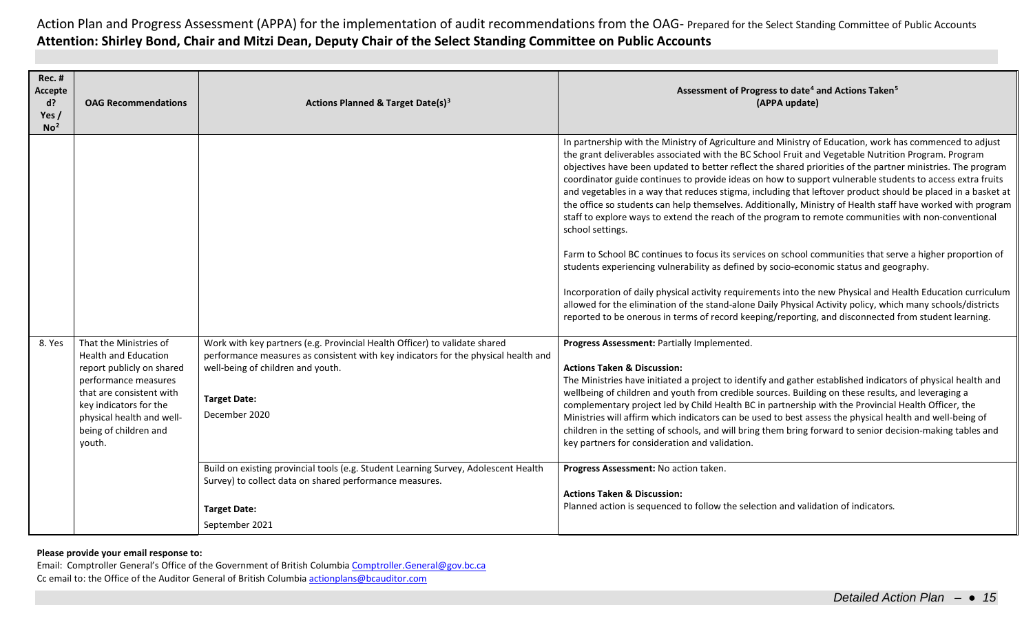Action Plan and Progress Assessment (APPA) for the implementation of audit recommendations from the OAG- Prepared for the Select Standing Committee of Public Accounts
**Attention: Shirley Bond, Chair and Mitzi Dean, Deputy Chair of the Select Standing Committee on Public Accounts**

| Rec. # Accepted? Yes / No[2] | OAG Recommendations | Actions Planned & Target Date(s)[3] | Assessment of Progress to date[4] and Actions Taken[5] (APPA update) |
|---|---|---|---|
| | | | In partnership with the Ministry of Agriculture and Ministry of Education, work has commenced to adjust the grant deliverables associated with the BC School Fruit and Vegetable Nutrition Program. Program objectives have been updated to better reflect the shared priorities of the partner ministries. The program coordinator guide continues to provide ideas on how to support vulnerable students to access extra fruits and vegetables in a way that reduces stigma, including that leftover product should be placed in a basket at the office so students can help themselves. Additionally, Ministry of Health staff have worked with program staff to explore ways to extend the reach of the program to remote communities with non-conventional school settings.<br><br>Farm to School BC continues to focus its services on school communities that serve a higher proportion of students experiencing vulnerability as defined by socio-economic status and geography.<br><br>Incorporation of daily physical activity requirements into the new Physical and Health Education curriculum allowed for the elimination of the stand-alone Daily Physical Activity policy, which many schools/districts reported to be onerous in terms of record keeping/reporting, and disconnected from student learning. |
| 8. Yes | That the Ministries of Health and Education report publicly on shared performance measures that are consistent with key indicators for the physical health and well-being of children and youth. | Work with key partners (e.g. Provincial Health Officer) to validate shared performance measures as consistent with key indicators for the physical health and well-being of children and youth.<br><br>**Target Date:**<br>December 2020 | **Progress Assessment:** Partially Implemented.<br><br>**Actions Taken & Discussion:**<br>The Ministries have initiated a project to identify and gather established indicators of physical health and wellbeing of children and youth from credible sources. Building on these results, and leveraging a complementary project led by Child Health BC in partnership with the Provincial Health Officer, the Ministries will affirm which indicators can be used to best assess the physical health and well-being of children in the setting of schools, and will bring them bring forward to senior decision-making tables and key partners for consideration and validation. |
| | | Build on existing provincial tools (e.g. Student Learning Survey, Adolescent Health Survey) to collect data on shared performance measures.<br><br>**Target Date:**<br>September 2021 | **Progress Assessment:** No action taken.<br><br>**Actions Taken & Discussion:**<br>Planned action is sequenced to follow the selection and validation of indicators. |

**Please provide your email response to:**
Email: Comptroller General's Office of the Government of British Columbia Comptroller.General@gov.bc.ca
Cc email to: the Office of the Auditor General of British Columbia actionplans@bcauditor.com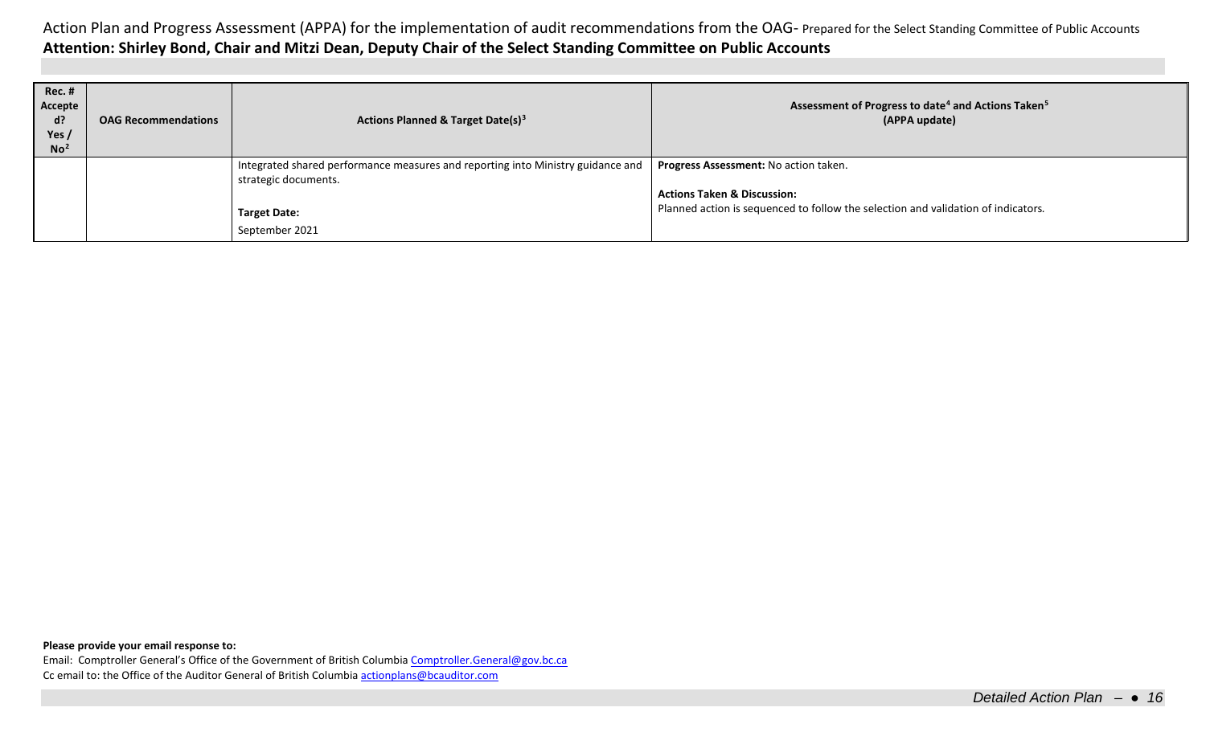Action Plan and Progress Assessment (APPA) for the implementation of audit recommendations from the OAG- Prepared for the Select Standing Committee of Public Accounts
**Attention: Shirley Bond, Chair and Mitzi Dean, Deputy Chair of the Select Standing Committee on Public Accounts**

| Rec. # Accepted? Yes / No[2] | OAG Recommendations | Actions Planned & Target Date(s)[3] | Assessment of Progress to date[4] and Actions Taken[5] (APPA update) |
|---|---|---|---|
| | | Integrated shared performance measures and reporting into Ministry guidance and strategic documents.<br><br>**Target Date:**<br>September 2021 | **Progress Assessment:** No action taken.<br><br>**Actions Taken & Discussion:**<br>Planned action is sequenced to follow the selection and validation of indicators. |

**Please provide your email response to:**
Email: Comptroller General's Office of the Government of British Columbia Comptroller.General@gov.bc.ca
Cc email to: the Office of the Auditor General of British Columbia actionplans@bcauditor.com